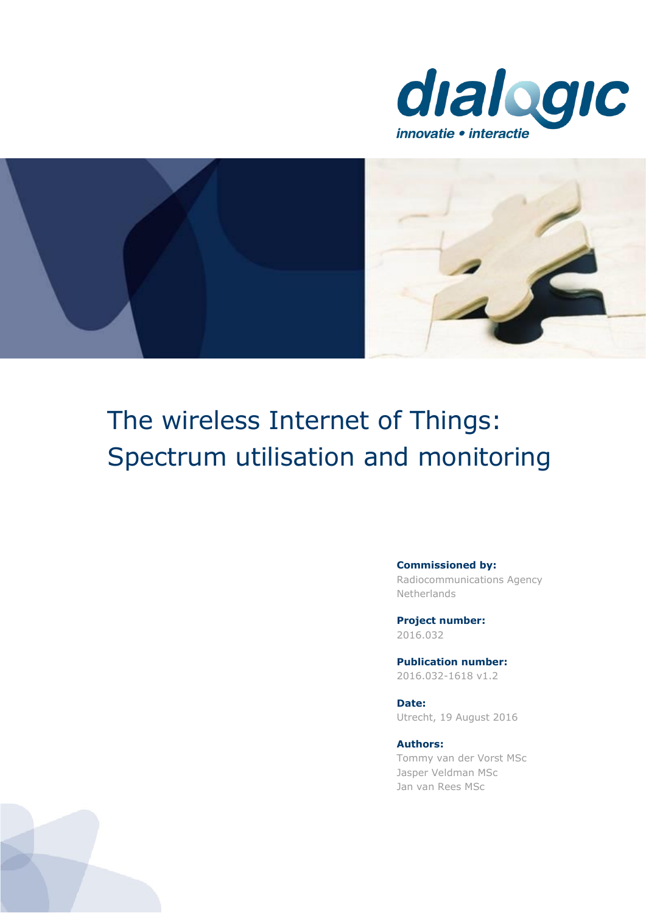dialogic

innovatie • interactie

# The wireless Internet of Things: Spectrum utilisation and monitoring

**Commissioned by:**
Radiocommunications Agency Netherlands

**Project number:**
2016.032

**Publication number:**
2016.032-1618 v1.2

**Date:**
Utrecht, 19 August 2016

**Authors:**
Tommy van der Vorst MSc
Jasper Veldman MSc
Jan van Rees MSc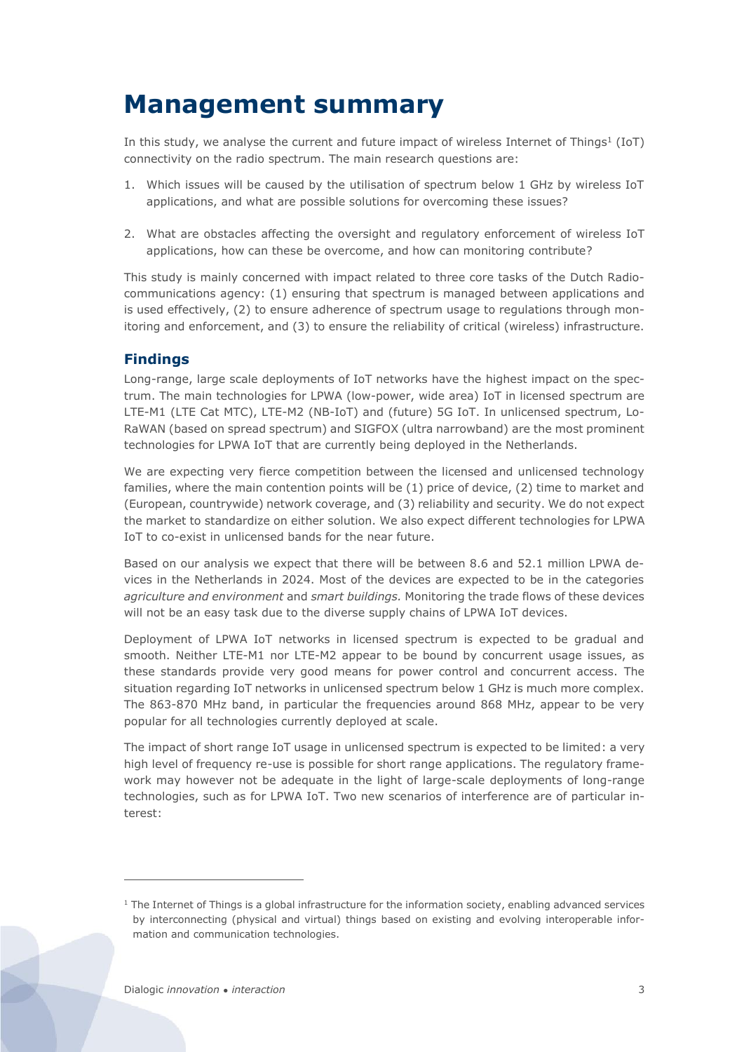# Management summary

In this study, we analyse the current and future impact of wireless Internet of Things[1] (IoT) connectivity on the radio spectrum. The main research questions are:

1. Which issues will be caused by the utilisation of spectrum below 1 GHz by wireless IoT applications, and what are possible solutions for overcoming these issues?
2. What are obstacles affecting the oversight and regulatory enforcement of wireless IoT applications, how can these be overcome, and how can monitoring contribute?

This study is mainly concerned with impact related to three core tasks of the Dutch Radiocommunications agency: (1) ensuring that spectrum is managed between applications and is used effectively, (2) to ensure adherence of spectrum usage to regulations through monitoring and enforcement, and (3) to ensure the reliability of critical (wireless) infrastructure.

## Findings

Long-range, large scale deployments of IoT networks have the highest impact on the spectrum. The main technologies for LPWA (low-power, wide area) IoT in licensed spectrum are LTE-M1 (LTE Cat MTC), LTE-M2 (NB-IoT) and (future) 5G IoT. In unlicensed spectrum, LoRaWAN (based on spread spectrum) and SIGFOX (ultra narrowband) are the most prominent technologies for LPWA IoT that are currently being deployed in the Netherlands.

We are expecting very fierce competition between the licensed and unlicensed technology families, where the main contention points will be (1) price of device, (2) time to market and (European, countrywide) network coverage, and (3) reliability and security. We do not expect the market to standardize on either solution. We also expect different technologies for LPWA IoT to co-exist in unlicensed bands for the near future.

Based on our analysis we expect that there will be between 8.6 and 52.1 million LPWA devices in the Netherlands in 2024. Most of the devices are expected to be in the categories *agriculture and environment* and *smart buildings.* Monitoring the trade flows of these devices will not be an easy task due to the diverse supply chains of LPWA IoT devices.

Deployment of LPWA IoT networks in licensed spectrum is expected to be gradual and smooth. Neither LTE-M1 nor LTE-M2 appear to be bound by concurrent usage issues, as these standards provide very good means for power control and concurrent access. The situation regarding IoT networks in unlicensed spectrum below 1 GHz is much more complex. The 863-870 MHz band, in particular the frequencies around 868 MHz, appear to be very popular for all technologies currently deployed at scale.

The impact of short range IoT usage in unlicensed spectrum is expected to be limited: a very high level of frequency re-use is possible for short range applications. The regulatory framework may however not be adequate in the light of large-scale deployments of long-range technologies, such as for LPWA IoT. Two new scenarios of interference are of particular interest:

[1] The Internet of Things is a global infrastructure for the information society, enabling advanced services by interconnecting (physical and virtual) things based on existing and evolving interoperable information and communication technologies.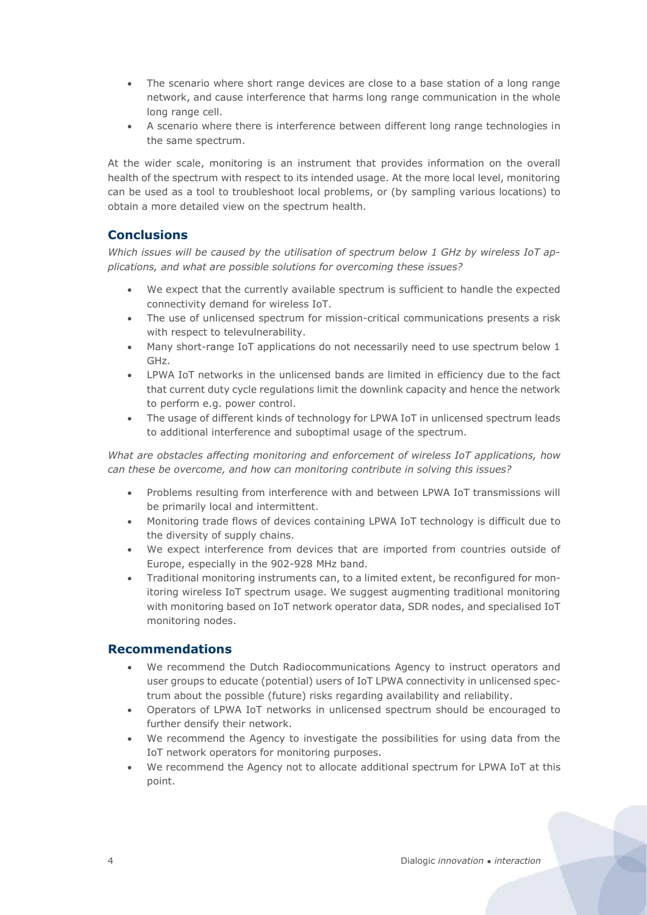- The scenario where short range devices are close to a base station of a long range network, and cause interference that harms long range communication in the whole long range cell.
- A scenario where there is interference between different long range technologies in the same spectrum.

At the wider scale, monitoring is an instrument that provides information on the overall health of the spectrum with respect to its intended usage. At the more local level, monitoring can be used as a tool to troubleshoot local problems, or (by sampling various locations) to obtain a more detailed view on the spectrum health.

## Conclusions

*Which issues will be caused by the utilisation of spectrum below 1 GHz by wireless IoT applications, and what are possible solutions for overcoming these issues?*

- We expect that the currently available spectrum is sufficient to handle the expected connectivity demand for wireless IoT.
- The use of unlicensed spectrum for mission-critical communications presents a risk with respect to televulnerability.
- Many short-range IoT applications do not necessarily need to use spectrum below 1 GHz.
- LPWA IoT networks in the unlicensed bands are limited in efficiency due to the fact that current duty cycle regulations limit the downlink capacity and hence the network to perform e.g. power control.
- The usage of different kinds of technology for LPWA IoT in unlicensed spectrum leads to additional interference and suboptimal usage of the spectrum.

*What are obstacles affecting monitoring and enforcement of wireless IoT applications, how can these be overcome, and how can monitoring contribute in solving this issues?*

- Problems resulting from interference with and between LPWA IoT transmissions will be primarily local and intermittent.
- Monitoring trade flows of devices containing LPWA IoT technology is difficult due to the diversity of supply chains.
- We expect interference from devices that are imported from countries outside of Europe, especially in the 902-928 MHz band.
- Traditional monitoring instruments can, to a limited extent, be reconfigured for monitoring wireless IoT spectrum usage. We suggest augmenting traditional monitoring with monitoring based on IoT network operator data, SDR nodes, and specialised IoT monitoring nodes.

## Recommendations

- We recommend the Dutch Radiocommunications Agency to instruct operators and user groups to educate (potential) users of IoT LPWA connectivity in unlicensed spectrum about the possible (future) risks regarding availability and reliability.
- Operators of LPWA IoT networks in unlicensed spectrum should be encouraged to further densify their network.
- We recommend the Agency to investigate the possibilities for using data from the IoT network operators for monitoring purposes.
- We recommend the Agency not to allocate additional spectrum for LPWA IoT at this point.